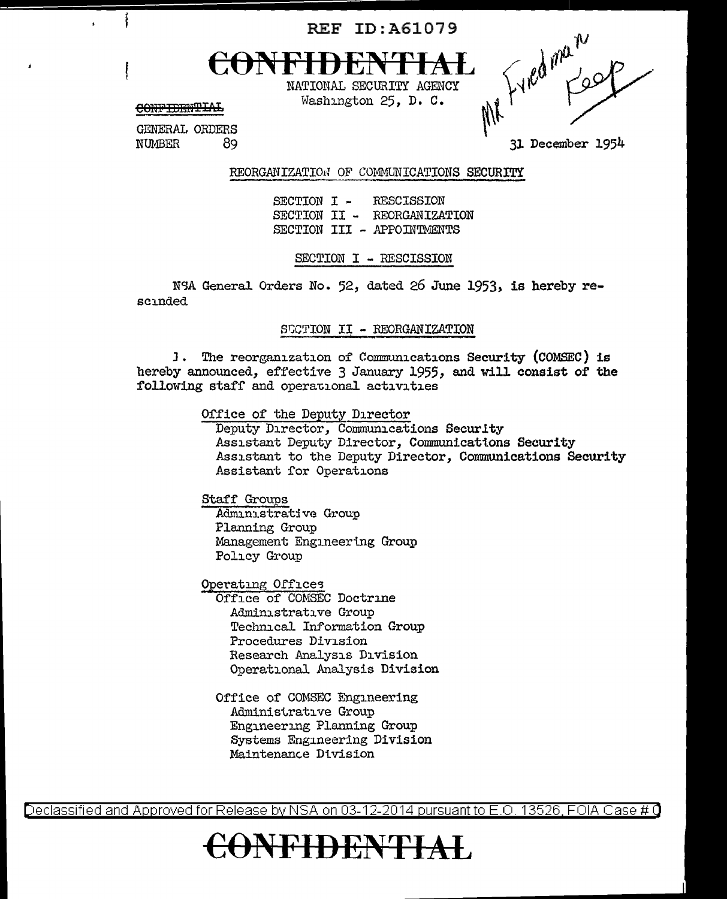REF ID:A61079

CONFIDENTIAL

NATIONAL SECURITY AGENCY
Washington 25, D. C.

Mr Friedman Keep

CONFIDENTIAL

GENERAL ORDERS
NUMBER 89

31 December 1954

## REORGANIZATION OF COMMUNICATIONS SECURITY

SECTION I - RESCISSION
SECTION II - REORGANIZATION
SECTION III - APPOINTMENTS

### SECTION I - RESCISSION

NSA General Orders No. 52, dated 26 June 1953, is hereby rescinded

### SECTION II - REORGANIZATION

1. The reorganization of Communications Security (COMSEC) is hereby announced, effective 3 January 1955, and will consist of the following staff and operational activities

Office of the Deputy Director
- Deputy Director, Communications Security
- Assistant Deputy Director, Communications Security
- Assistant to the Deputy Director, Communications Security
- Assistant for Operations

Staff Groups
- Administrative Group
- Planning Group
- Management Engineering Group
- Policy Group

Operating Offices
- Office of COMSEC Doctrine
  - Administrative Group
  - Technical Information Group
  - Procedures Division
  - Research Analysis Division
  - Operational Analysis Division
- Office of COMSEC Engineering
  - Administrative Group
  - Engineering Planning Group
  - Systems Engineering Division
  - Maintenance Division

Declassified and Approved for Release by NSA on 03-12-2014 pursuant to E.O. 13526, FOIA Case # 0

CONFIDENTIAL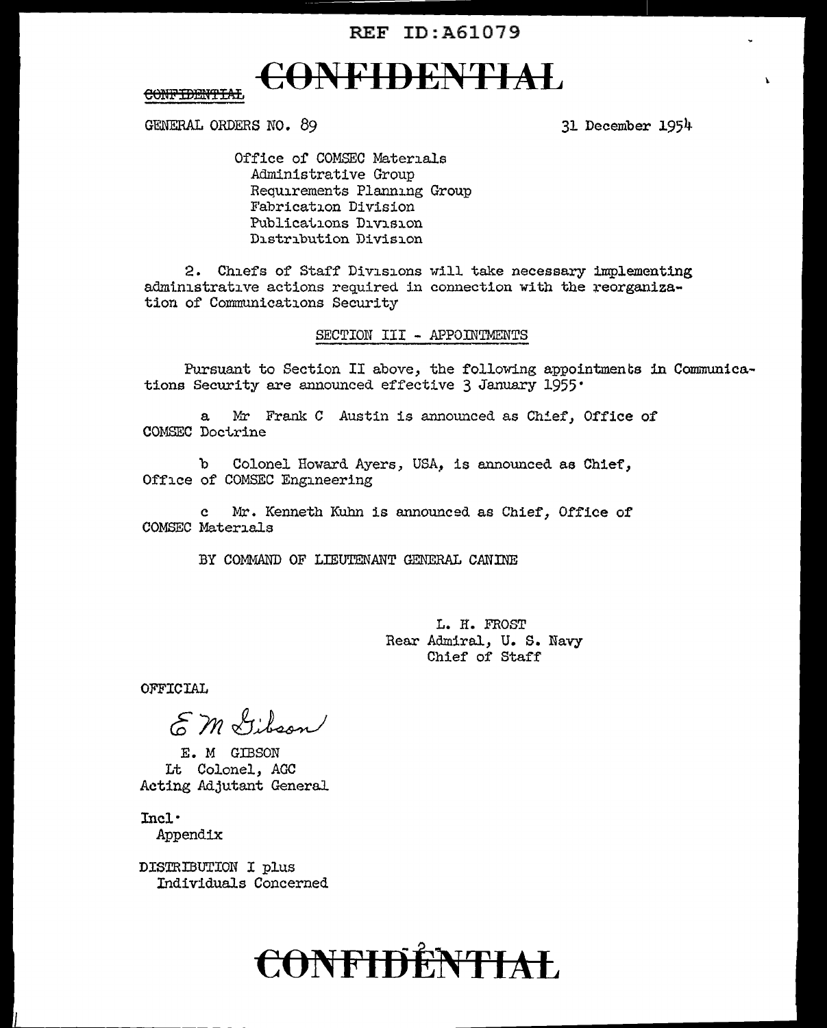REF ID:A61079

# CONFIDENTIAL

CONFIDENTIAL

GENERAL ORDERS NO. 89 31 December 1954

Office of COMSEC Materials
Administrative Group
Requirements Planning Group
Fabrication Division
Publications Division
Distribution Division

2. Chiefs of Staff Divisions will take necessary implementing administrative actions required in connection with the reorganization of Communications Security

SECTION III - APPOINTMENTS

Pursuant to Section II above, the following appointments in Communications Security are announced effective 3 January 1955:

a Mr Frank C Austin is announced as Chief, Office of COMSEC Doctrine

b Colonel Howard Ayers, USA, is announced as Chief, Office of COMSEC Engineering

c Mr. Kenneth Kuhn is announced as Chief, Office of COMSEC Materials

BY COMMAND OF LIEUTENANT GENERAL CANINE

L. H. FROST
Rear Admiral, U. S. Navy
Chief of Staff

OFFICIAL

E M Gibson

E. M GIBSON
Lt Colonel, AGC
Acting Adjutant General

Incl:
Appendix

DISTRIBUTION I plus
Individuals Concerned

# CONFIDENTIAL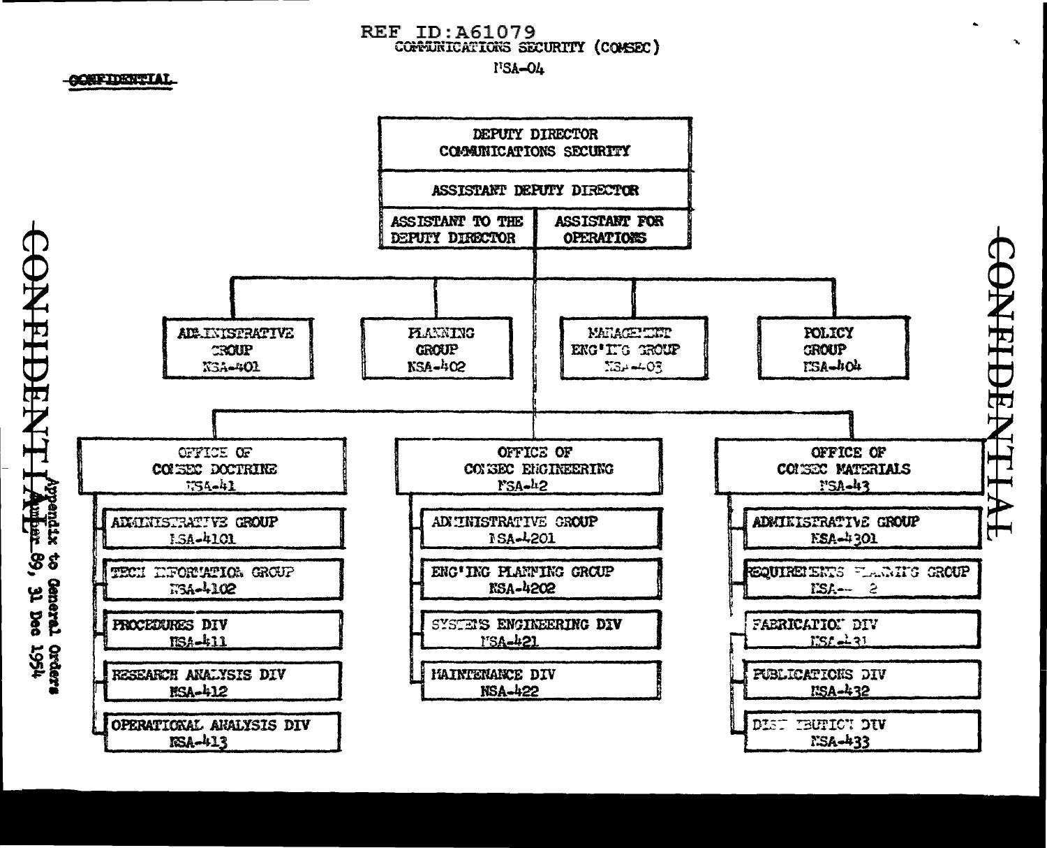REF ID:A61079

COMMUNICATIONS SECURITY (COMSEC)

NSA-04

CONFIDENTIAL

DEPUTY DIRECTOR
COMMUNICATIONS SECURITY

ASSISTANT DEPUTY DIRECTOR

ASSISTANT TO THE
DEPUTY DIRECTOR

ASSISTANT FOR
OPERATIONS

ADMINISTRATIVE
GROUP
NSA-401

PLANNING
GROUP
NSA-402

MANAGEMENT
ENG'ING GROUP
NSA-403

POLICY
GROUP
NSA-404

OFFICE OF
COMSEC DOCTRINE
NSA-41

ADMINISTRATIVE GROUP
NSA-4101

TECH INFORMATION GROUP
NSA-4102

PROCEDURES DIV
NSA-411

RESEARCH ANALYSIS DIV
NSA-412

OPERATIONAL ANALYSIS DIV
NSA-413

OFFICE OF
COMSEC ENGINEERING
NSA-42

ADMINISTRATIVE GROUP
NSA-4201

ENG'ING PLANNING GROUP
NSA-4202

SYSTEMS ENGINEERING DIV
NSA-421

MAINTENANCE DIV
NSA-422

OFFICE OF
COMSEC MATERIALS
NSA-43

ADMINISTRATIVE GROUP
NSA-4301

REQUIREMENTS PLANNING GROUP
NSA-4302

FABRICATION DIV
NSA-431

PUBLICATIONS DIV
NSA-432

DISTRIBUTION DIV
NSA-433

Appendix to General Orders
Number 89, 31 Dec 1954

CONFIDENTIAL

CONFIDENTIAL